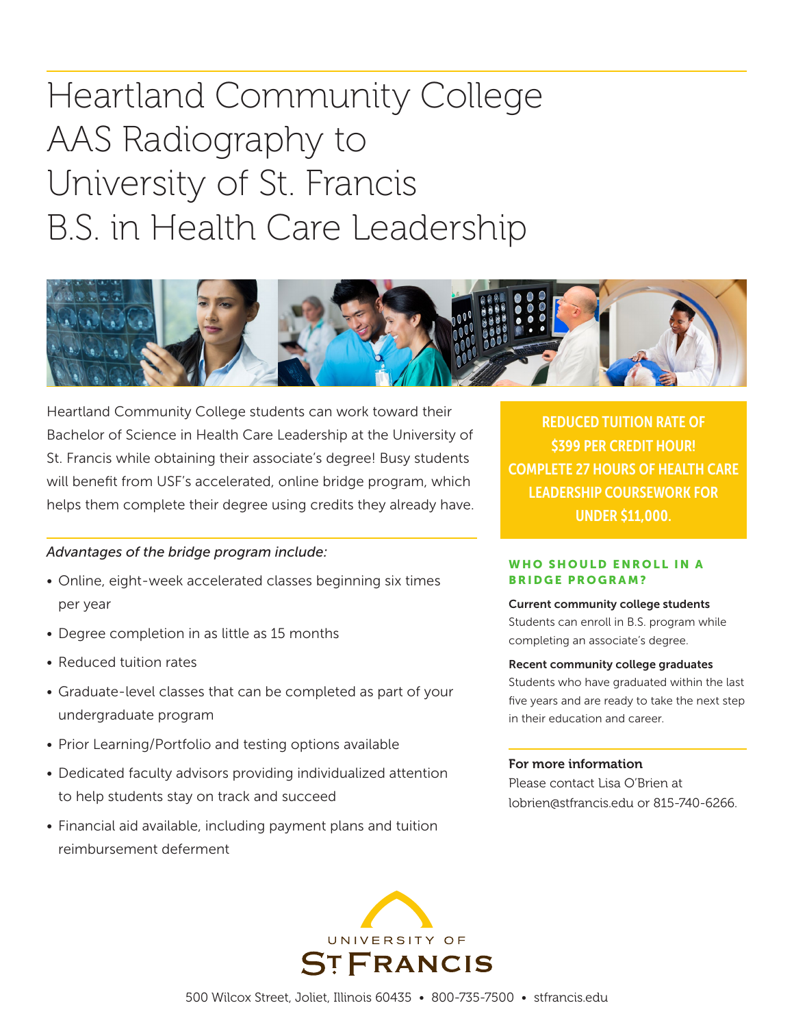# Heartland Community College AAS Radiography to University of St. Francis B.S. in Health Care Leadership

Heartland Community College students can work toward their Bachelor of Science in Health Care Leadership at the University of St. Francis while obtaining their associate's degree! Busy students will benefit from USF's accelerated, online bridge program, which helps them complete their degree using credits they already have.

*Advantages of the bridge program include:*

- Online, eight-week accelerated classes beginning six times per year
- Degree completion in as little as 15 months
- Reduced tuition rates
- Graduate-level classes that can be completed as part of your undergraduate program
- Prior Learning/Portfolio and testing options available
- Dedicated faculty advisors providing individualized attention to help students stay on track and succeed
- Financial aid available, including payment plans and tuition reimbursement deferment

**REDUCED TUITION RATE OF $399 PER CREDIT HOUR! COMPLETE 27 HOURS OF HEALTH CARE LEADERSHIP COURSEWORK FOR UNDER $11,000.**

## WHO SHOULD ENROLL IN A BRIDGE PROGRAM?

**Current community college students**
Students can enroll in B.S. program while completing an associate's degree.

**Recent community college graduates**
Students who have graduated within the last five years and are ready to take the next step in their education and career.

**For more information**
Please contact Lisa O'Brien at lobrien@stfrancis.edu or 815-740-6266.

UNIVERSITY OF ST. FRANCIS

500 Wilcox Street, Joliet, Illinois 60435 • 800-735-7500 • stfrancis.edu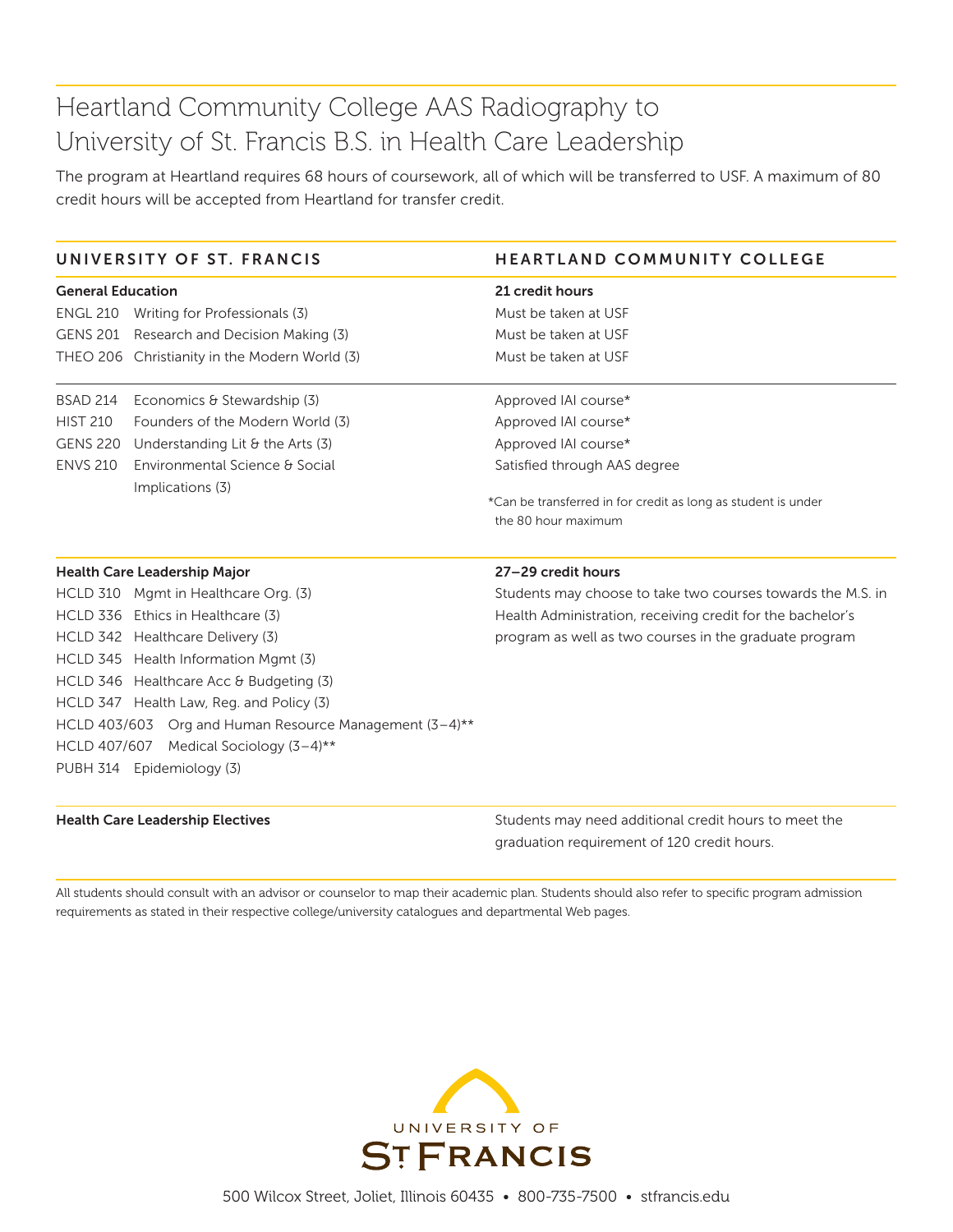# Heartland Community College AAS Radiography to University of St. Francis B.S. in Health Care Leadership

The program at Heartland requires 68 hours of coursework, all of which will be transferred to USF. A maximum of 80 credit hours will be accepted from Heartland for transfer credit.

| UNIVERSITY OF ST. FRANCIS | | HEARTLAND COMMUNITY COLLEGE |
|---|---|---|
| **General Education** | | **21 credit hours** |
| ENGL 210 | Writing for Professionals (3) | Must be taken at USF |
| GENS 201 | Research and Decision Making (3) | Must be taken at USF |
| THEO 206 | Christianity in the Modern World (3) | Must be taken at USF |
| BSAD 214 | Economics & Stewardship (3) | Approved IAI course* |
| HIST 210 | Founders of the Modern World (3) | Approved IAI course* |
| GENS 220 | Understanding Lit & the Arts (3) | Approved IAI course* |
| ENVS 210 | Environmental Science & Social Implications (3) | Satisfied through AAS degree |
| | | *Can be transferred in for credit as long as student is under the 80 hour maximum |
| **Health Care Leadership Major** | | **27–29 credit hours** |
| HCLD 310 | Mgmt in Healthcare Org. (3) | Students may choose to take two courses towards the M.S. in Health Administration, receiving credit for the bachelor's program as well as two courses in the graduate program |
| HCLD 336 | Ethics in Healthcare (3) | |
| HCLD 342 | Healthcare Delivery (3) | |
| HCLD 345 | Health Information Mgmt (3) | |
| HCLD 346 | Healthcare Acc & Budgeting (3) | |
| HCLD 347 | Health Law, Reg. and Policy (3) | |
| HCLD 403/603 | Org and Human Resource Management (3–4)** | |
| HCLD 407/607 | Medical Sociology (3–4)** | |
| PUBH 314 | Epidemiology (3) | |
| **Health Care Leadership Electives** | | Students may need additional credit hours to meet the graduation requirement of 120 credit hours. |

All students should consult with an advisor or counselor to map their academic plan. Students should also refer to specific program admission requirements as stated in their respective college/university catalogues and departmental Web pages.

UNIVERSITY OF ST. FRANCIS

500 Wilcox Street, Joliet, Illinois 60435 • 800-735-7500 • stfrancis.edu